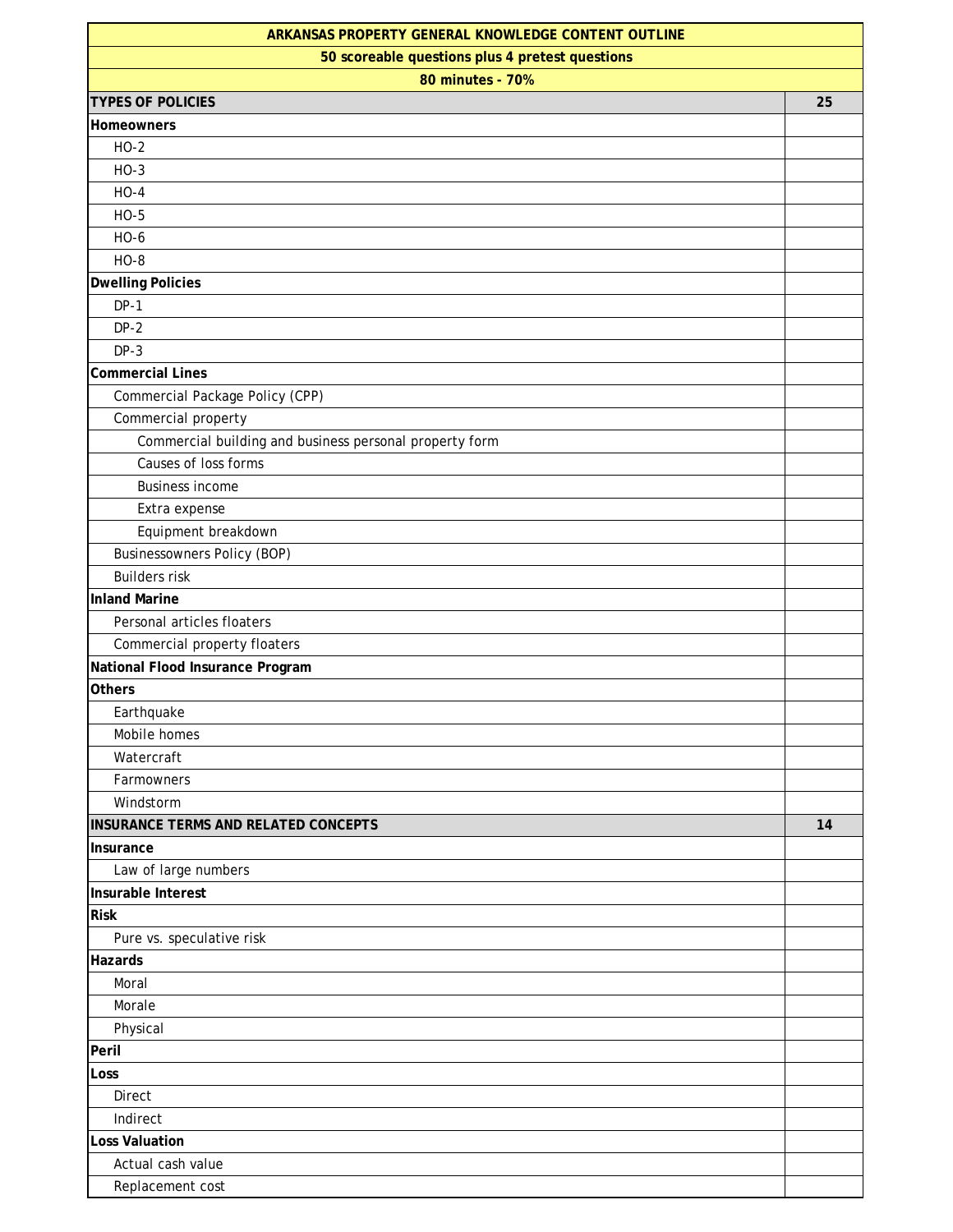| ARKANSAS PROPERTY GENERAL KNOWLEDGE CONTENT OUTLINE | |
|---|---|
| 50 scoreable questions plus 4 pretest questions | |
| 80 minutes - 70% | |
| **TYPES OF POLICIES** | **25** |
| **Homeowners** | |
| HO-2 | |
| HO-3 | |
| HO-4 | |
| HO-5 | |
| HO-6 | |
| HO-8 | |
| **Dwelling Policies** | |
| DP-1 | |
| DP-2 | |
| DP-3 | |
| **Commercial Lines** | |
| Commercial Package Policy (CPP) | |
| Commercial property | |
| Commercial building and business personal property form | |
| Causes of loss forms | |
| Business income | |
| Extra expense | |
| Equipment breakdown | |
| Businessowners Policy (BOP) | |
| Builders risk | |
| **Inland Marine** | |
| Personal articles floaters | |
| Commercial property floaters | |
| **National Flood Insurance Program** | |
| **Others** | |
| Earthquake | |
| Mobile homes | |
| Watercraft | |
| Farmowners | |
| Windstorm | |
| **INSURANCE TERMS AND RELATED CONCEPTS** | **14** |
| **Insurance** | |
| Law of large numbers | |
| **Insurable Interest** | |
| **Risk** | |
| Pure vs. speculative risk | |
| **Hazards** | |
| Moral | |
| Morale | |
| Physical | |
| **Peril** | |
| **Loss** | |
| Direct | |
| Indirect | |
| **Loss Valuation** | |
| Actual cash value | |
| Replacement cost | |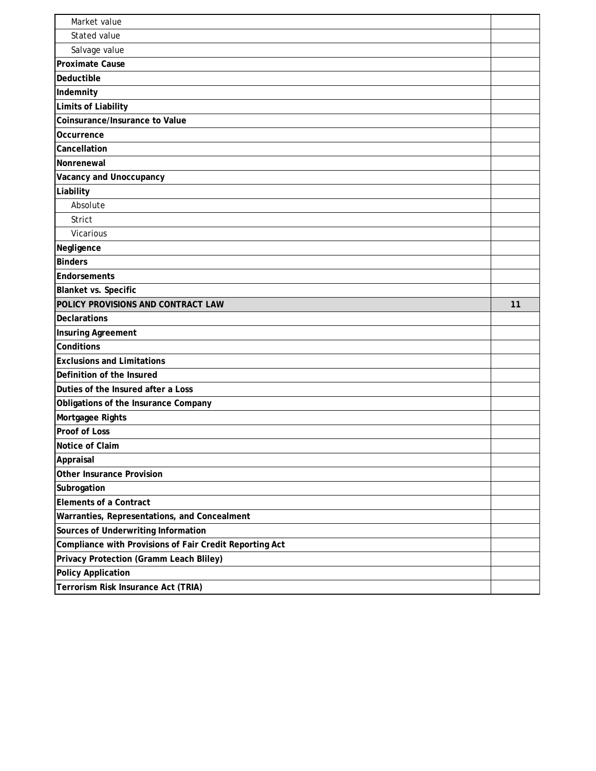| | |
|---|---|
| Market value | |
| Stated value | |
| Salvage value | |
| **Proximate Cause** | |
| **Deductible** | |
| **Indemnity** | |
| **Limits of Liability** | |
| **Coinsurance/Insurance to Value** | |
| **Occurrence** | |
| **Cancellation** | |
| **Nonrenewal** | |
| **Vacancy and Unoccupancy** | |
| **Liability** | |
| Absolute | |
| Strict | |
| Vicarious | |
| **Negligence** | |
| **Binders** | |
| **Endorsements** | |
| **Blanket vs. Specific** | |
| **POLICY PROVISIONS AND CONTRACT LAW** | **11** |
| **Declarations** | |
| **Insuring Agreement** | |
| **Conditions** | |
| **Exclusions and Limitations** | |
| **Definition of the Insured** | |
| **Duties of the Insured after a Loss** | |
| **Obligations of the Insurance Company** | |
| **Mortgagee Rights** | |
| **Proof of Loss** | |
| **Notice of Claim** | |
| **Appraisal** | |
| **Other Insurance Provision** | |
| **Subrogation** | |
| **Elements of a Contract** | |
| **Warranties, Representations, and Concealment** | |
| **Sources of Underwriting Information** | |
| **Compliance with Provisions of Fair Credit Reporting Act** | |
| **Privacy Protection (Gramm Leach Bliley)** | |
| **Policy Application** | |
| **Terrorism Risk Insurance Act (TRIA)** | |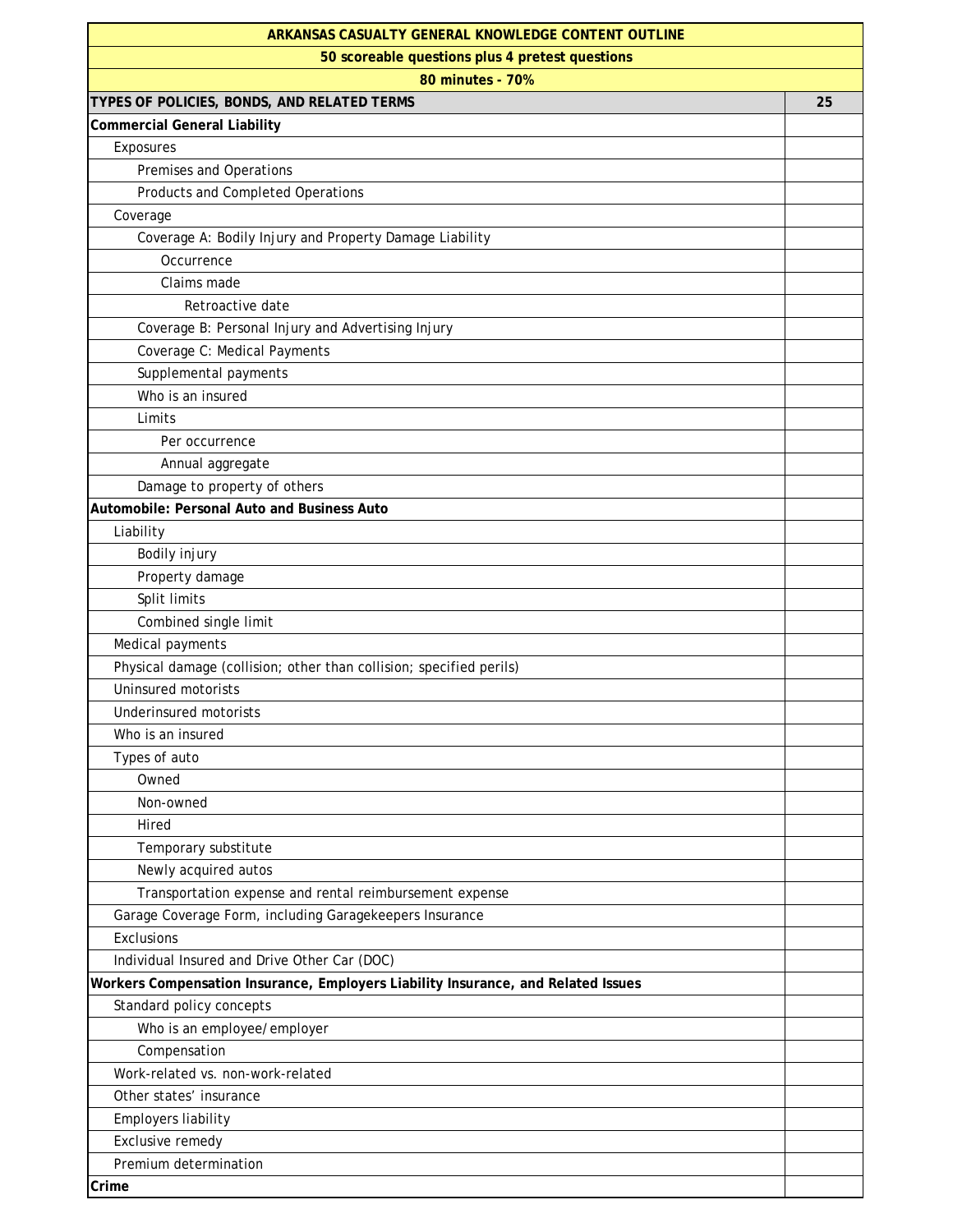| ARKANSAS CASUALTY GENERAL KNOWLEDGE CONTENT OUTLINE | |
|---|---|
| 50 scoreable questions plus 4 pretest questions | |
| 80 minutes - 70% | |
| **TYPES OF POLICIES, BONDS, AND RELATED TERMS** | **25** |
| **Commercial General Liability** | |
| Exposures | |
| Premises and Operations | |
| Products and Completed Operations | |
| Coverage | |
| Coverage A: Bodily Injury and Property Damage Liability | |
| Occurrence | |
| Claims made | |
| Retroactive date | |
| Coverage B: Personal Injury and Advertising Injury | |
| Coverage C: Medical Payments | |
| Supplemental payments | |
| Who is an insured | |
| Limits | |
| Per occurrence | |
| Annual aggregate | |
| Damage to property of others | |
| **Automobile: Personal Auto and Business Auto** | |
| Liability | |
| Bodily injury | |
| Property damage | |
| Split limits | |
| Combined single limit | |
| Medical payments | |
| Physical damage (collision; other than collision; specified perils) | |
| Uninsured motorists | |
| Underinsured motorists | |
| Who is an insured | |
| Types of auto | |
| Owned | |
| Non-owned | |
| Hired | |
| Temporary substitute | |
| Newly acquired autos | |
| Transportation expense and rental reimbursement expense | |
| Garage Coverage Form, including Garagekeepers Insurance | |
| Exclusions | |
| Individual Insured and Drive Other Car (DOC) | |
| **Workers Compensation Insurance, Employers Liability Insurance, and Related Issues** | |
| Standard policy concepts | |
| Who is an employee/employer | |
| Compensation | |
| Work-related vs. non-work-related | |
| Other states' insurance | |
| Employers liability | |
| Exclusive remedy | |
| Premium determination | |
| **Crime** | |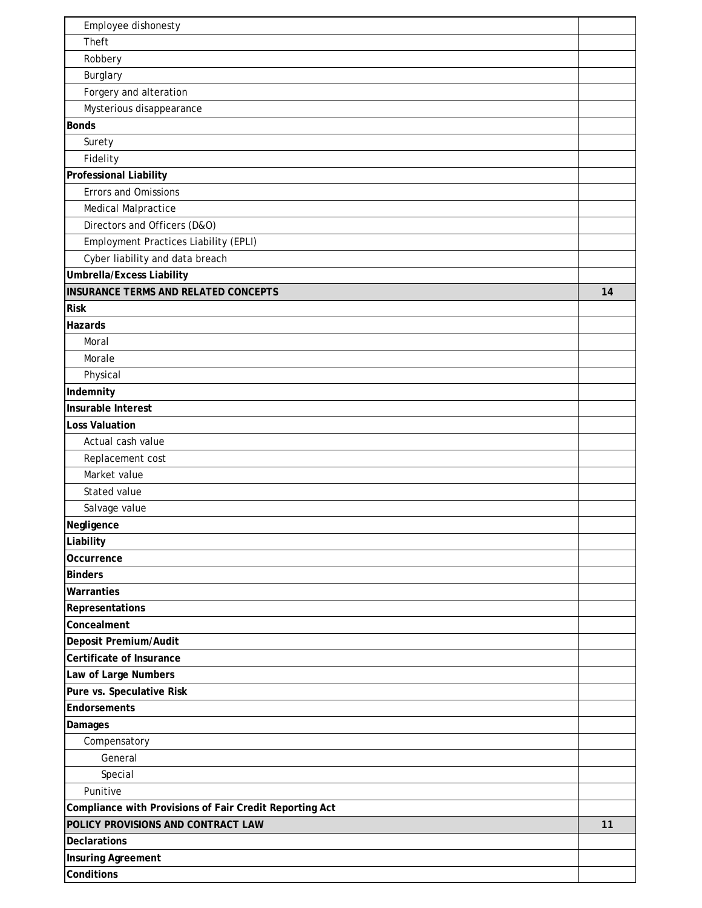| | |
|---|---|
| Employee dishonesty | |
| Theft | |
| Robbery | |
| Burglary | |
| Forgery and alteration | |
| Mysterious disappearance | |
| **Bonds** | |
| Surety | |
| Fidelity | |
| **Professional Liability** | |
| Errors and Omissions | |
| Medical Malpractice | |
| Directors and Officers (D&O) | |
| Employment Practices Liability (EPLI) | |
| Cyber liability and data breach | |
| **Umbrella/Excess Liability** | |
| **INSURANCE TERMS AND RELATED CONCEPTS** | **14** |
| **Risk** | |
| **Hazards** | |
| Moral | |
| Morale | |
| Physical | |
| **Indemnity** | |
| **Insurable Interest** | |
| **Loss Valuation** | |
| Actual cash value | |
| Replacement cost | |
| Market value | |
| Stated value | |
| Salvage value | |
| **Negligence** | |
| **Liability** | |
| **Occurrence** | |
| **Binders** | |
| **Warranties** | |
| **Representations** | |
| **Concealment** | |
| **Deposit Premium/Audit** | |
| **Certificate of Insurance** | |
| **Law of Large Numbers** | |
| **Pure vs. Speculative Risk** | |
| **Endorsements** | |
| **Damages** | |
| Compensatory | |
| General | |
| Special | |
| Punitive | |
| **Compliance with Provisions of Fair Credit Reporting Act** | |
| **POLICY PROVISIONS AND CONTRACT LAW** | **11** |
| **Declarations** | |
| **Insuring Agreement** | |
| **Conditions** | |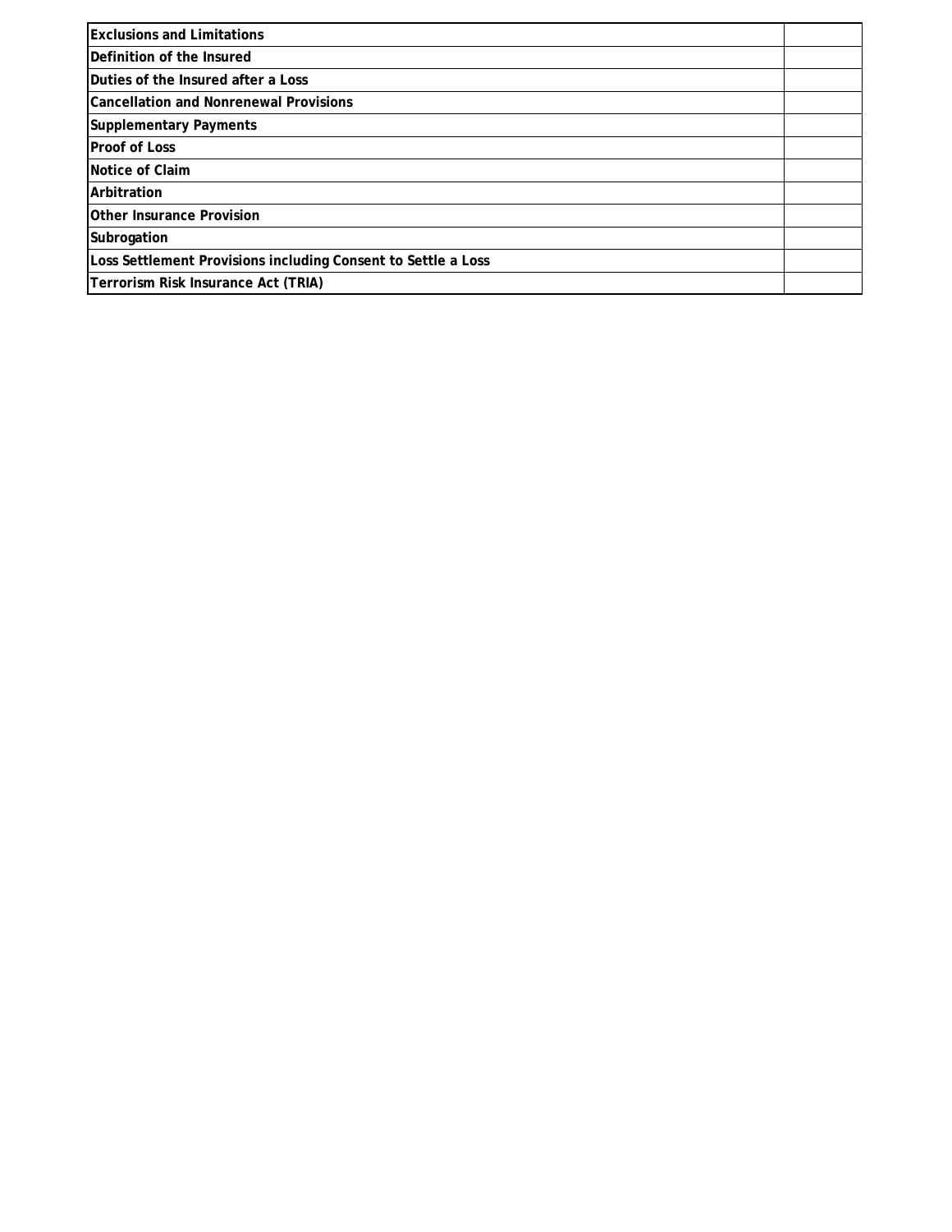| | |
|---|---|
| **Exclusions and Limitations** | |
| **Definition of the Insured** | |
| **Duties of the Insured after a Loss** | |
| **Cancellation and Nonrenewal Provisions** | |
| **Supplementary Payments** | |
| **Proof of Loss** | |
| **Notice of Claim** | |
| **Arbitration** | |
| **Other Insurance Provision** | |
| **Subrogation** | |
| **Loss Settlement Provisions including Consent to Settle a Loss** | |
| **Terrorism Risk Insurance Act (TRIA)** | |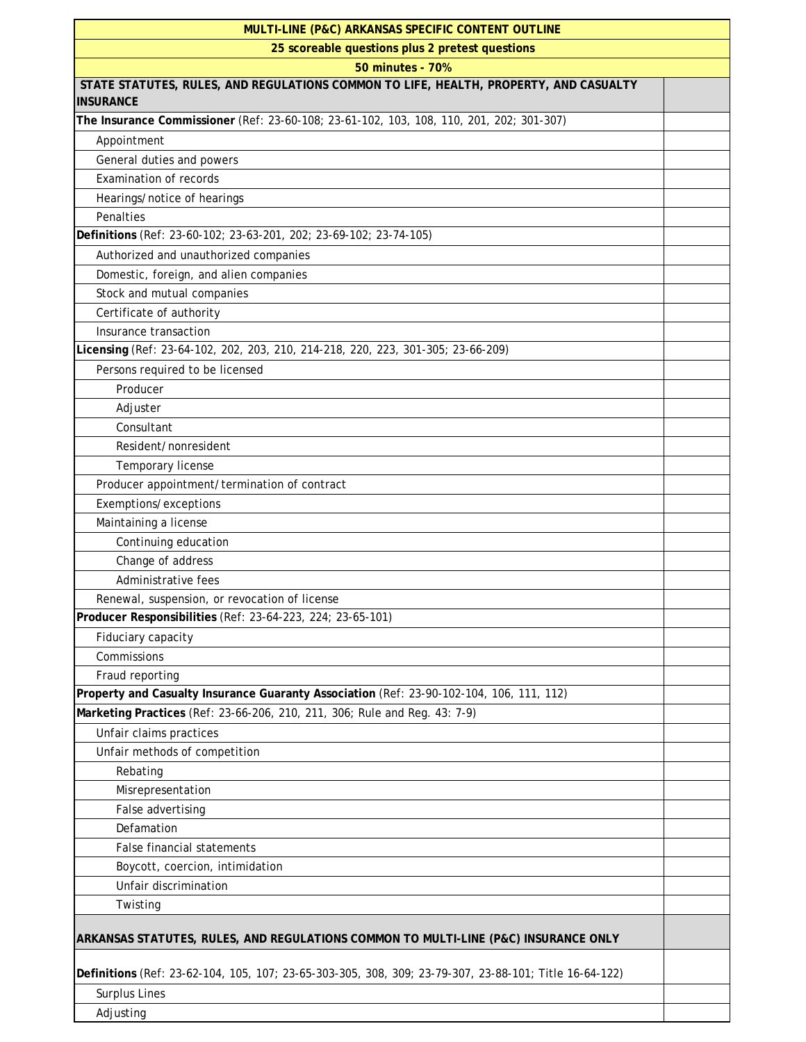| MULTI-LINE (P&C) ARKANSAS SPECIFIC CONTENT OUTLINE | |
|---|---|
| 25 scoreable questions plus 2 pretest questions | |
| 50 minutes - 70% | |
| **STATE STATUTES, RULES, AND REGULATIONS COMMON TO LIFE, HEALTH, PROPERTY, AND CASUALTY INSURANCE** | |
| **The Insurance Commissioner** (Ref: 23-60-108; 23-61-102, 103, 108, 110, 201, 202; 301-307) | |
| Appointment | |
| General duties and powers | |
| Examination of records | |
| Hearings/notice of hearings | |
| Penalties | |
| **Definitions** (Ref: 23-60-102; 23-63-201, 202; 23-69-102; 23-74-105) | |
| Authorized and unauthorized companies | |
| Domestic, foreign, and alien companies | |
| Stock and mutual companies | |
| Certificate of authority | |
| Insurance transaction | |
| **Licensing** (Ref: 23-64-102, 202, 203, 210, 214-218, 220, 223, 301-305; 23-66-209) | |
| Persons required to be licensed | |
| Producer | |
| Adjuster | |
| Consultant | |
| Resident/nonresident | |
| Temporary license | |
| Producer appointment/termination of contract | |
| Exemptions/exceptions | |
| Maintaining a license | |
| Continuing education | |
| Change of address | |
| Administrative fees | |
| Renewal, suspension, or revocation of license | |
| **Producer Responsibilities** (Ref: 23-64-223, 224; 23-65-101) | |
| Fiduciary capacity | |
| Commissions | |
| Fraud reporting | |
| **Property and Casualty Insurance Guaranty Association** (Ref: 23-90-102-104, 106, 111, 112) | |
| **Marketing Practices** (Ref: 23-66-206, 210, 211, 306; Rule and Reg. 43: 7-9) | |
| Unfair claims practices | |
| Unfair methods of competition | |
| Rebating | |
| Misrepresentation | |
| False advertising | |
| Defamation | |
| False financial statements | |
| Boycott, coercion, intimidation | |
| Unfair discrimination | |
| Twisting | |
| **ARKANSAS STATUTES, RULES, AND REGULATIONS COMMON TO MULTI-LINE (P&C) INSURANCE ONLY** | |
| **Definitions** (Ref: 23-62-104, 105, 107; 23-65-303-305, 308, 309; 23-79-307, 23-88-101; Title 16-64-122) | |
| Surplus Lines | |
| Adjusting | |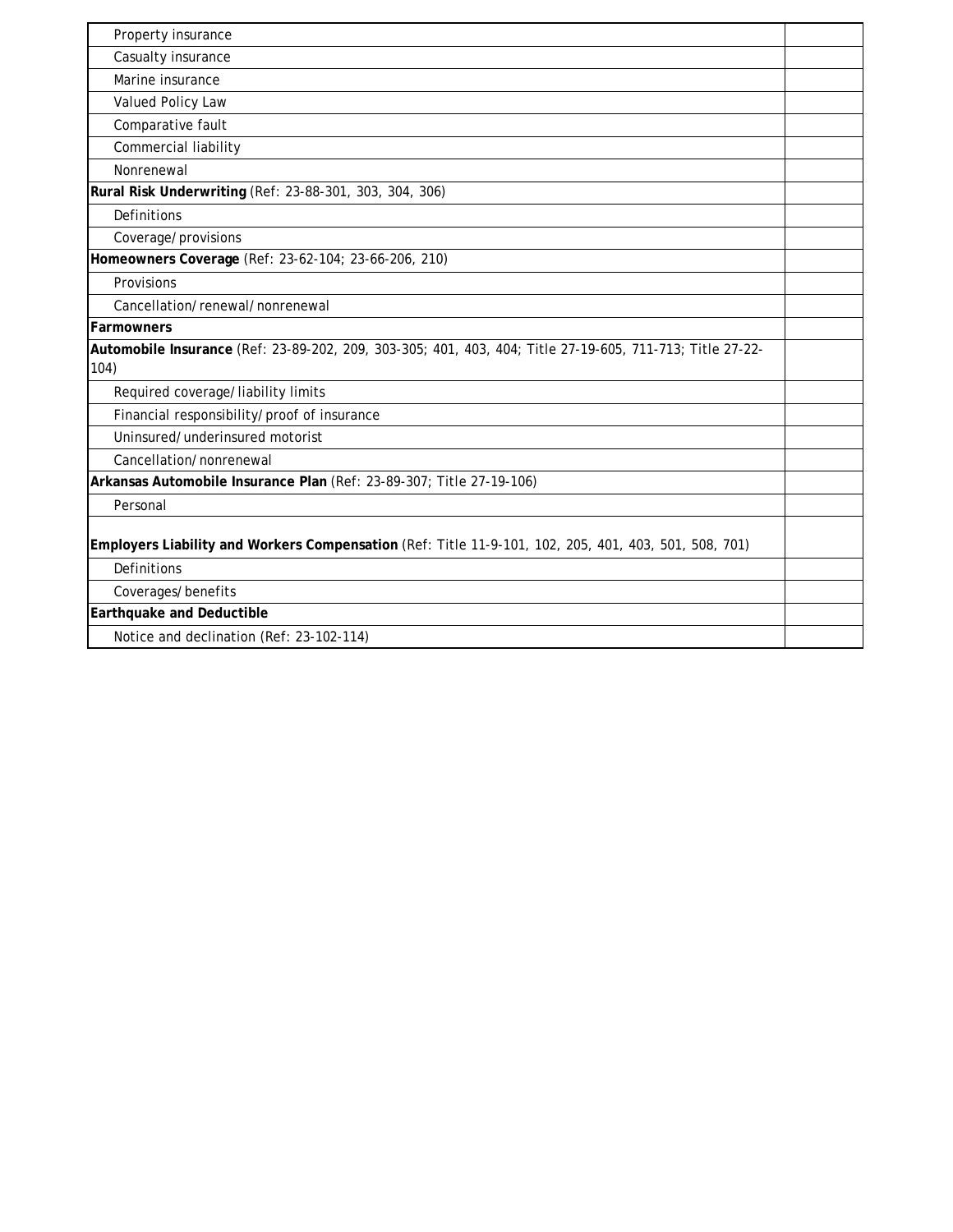| | |
|---|---|
| Property insurance | |
| Casualty insurance | |
| Marine insurance | |
| Valued Policy Law | |
| Comparative fault | |
| Commercial liability | |
| Nonrenewal | |
| **Rural Risk Underwriting** (Ref: 23-88-301, 303, 304, 306) | |
| Definitions | |
| Coverage/provisions | |
| **Homeowners Coverage** (Ref: 23-62-104; 23-66-206, 210) | |
| Provisions | |
| Cancellation/renewal/nonrenewal | |
| **Farmowners** | |
| **Automobile Insurance** (Ref: 23-89-202, 209, 303-305; 401, 403, 404; Title 27-19-605, 711-713; Title 27-22-104) | |
| Required coverage/liability limits | |
| Financial responsibility/proof of insurance | |
| Uninsured/underinsured motorist | |
| Cancellation/nonrenewal | |
| **Arkansas Automobile Insurance Plan** (Ref: 23-89-307; Title 27-19-106) | |
| Personal | |
| **Employers Liability and Workers Compensation** (Ref: Title 11-9-101, 102, 205, 401, 403, 501, 508, 701) | |
| Definitions | |
| Coverages/benefits | |
| **Earthquake and Deductible** | |
| Notice and declination (Ref: 23-102-114) | |